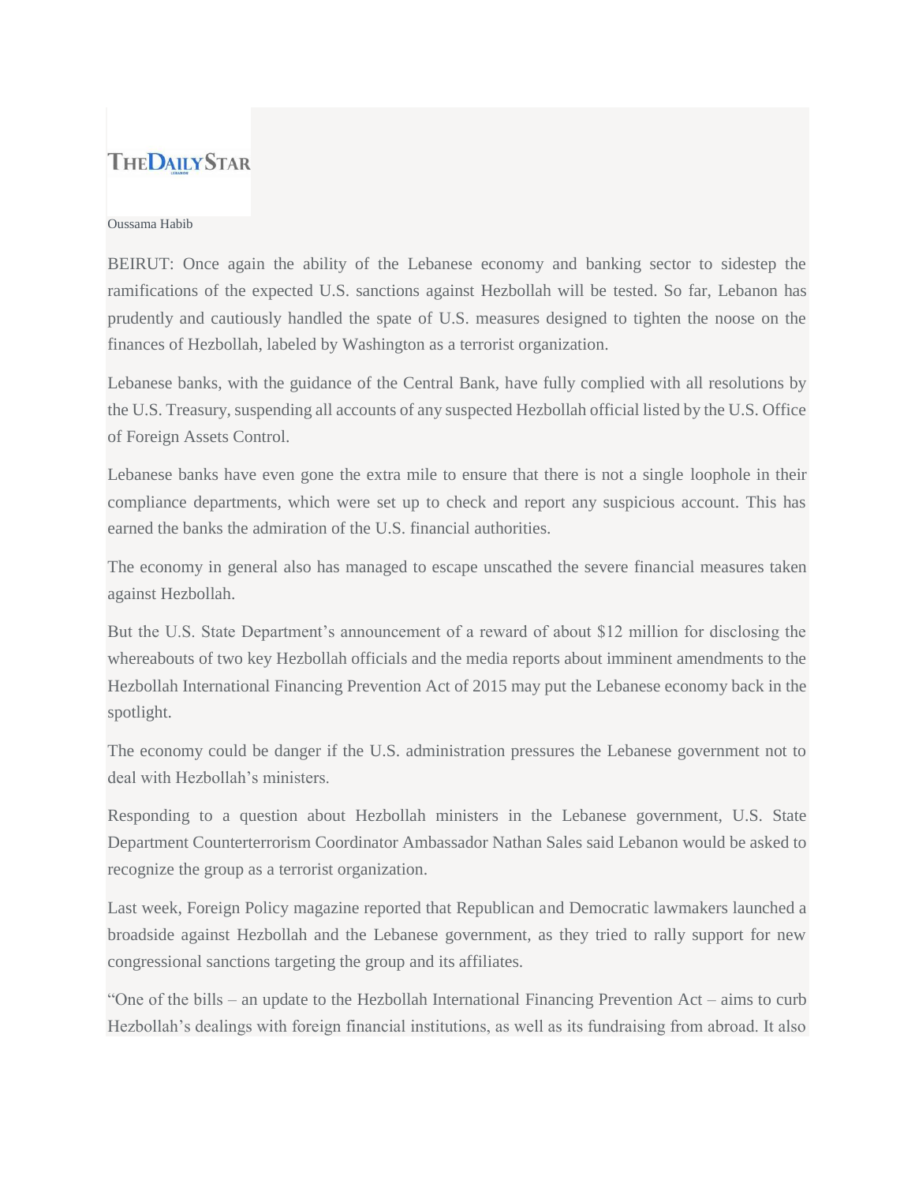THE DAILY STAR

Oussama Habib

BEIRUT: Once again the ability of the Lebanese economy and banking sector to sidestep the ramifications of the expected U.S. sanctions against Hezbollah will be tested. So far, Lebanon has prudently and cautiously handled the spate of U.S. measures designed to tighten the noose on the finances of Hezbollah, labeled by Washington as a terrorist organization.

Lebanese banks, with the guidance of the Central Bank, have fully complied with all resolutions by the U.S. Treasury, suspending all accounts of any suspected Hezbollah official listed by the U.S. Office of Foreign Assets Control.

Lebanese banks have even gone the extra mile to ensure that there is not a single loophole in their compliance departments, which were set up to check and report any suspicious account. This has earned the banks the admiration of the U.S. financial authorities.

The economy in general also has managed to escape unscathed the severe financial measures taken against Hezbollah.

But the U.S. State Department's announcement of a reward of about $12 million for disclosing the whereabouts of two key Hezbollah officials and the media reports about imminent amendments to the Hezbollah International Financing Prevention Act of 2015 may put the Lebanese economy back in the spotlight.

The economy could be danger if the U.S. administration pressures the Lebanese government not to deal with Hezbollah's ministers.

Responding to a question about Hezbollah ministers in the Lebanese government, U.S. State Department Counterterrorism Coordinator Ambassador Nathan Sales said Lebanon would be asked to recognize the group as a terrorist organization.

Last week, Foreign Policy magazine reported that Republican and Democratic lawmakers launched a broadside against Hezbollah and the Lebanese government, as they tried to rally support for new congressional sanctions targeting the group and its affiliates.

"One of the bills – an update to the Hezbollah International Financing Prevention Act – aims to curb Hezbollah's dealings with foreign financial institutions, as well as its fundraising from abroad. It also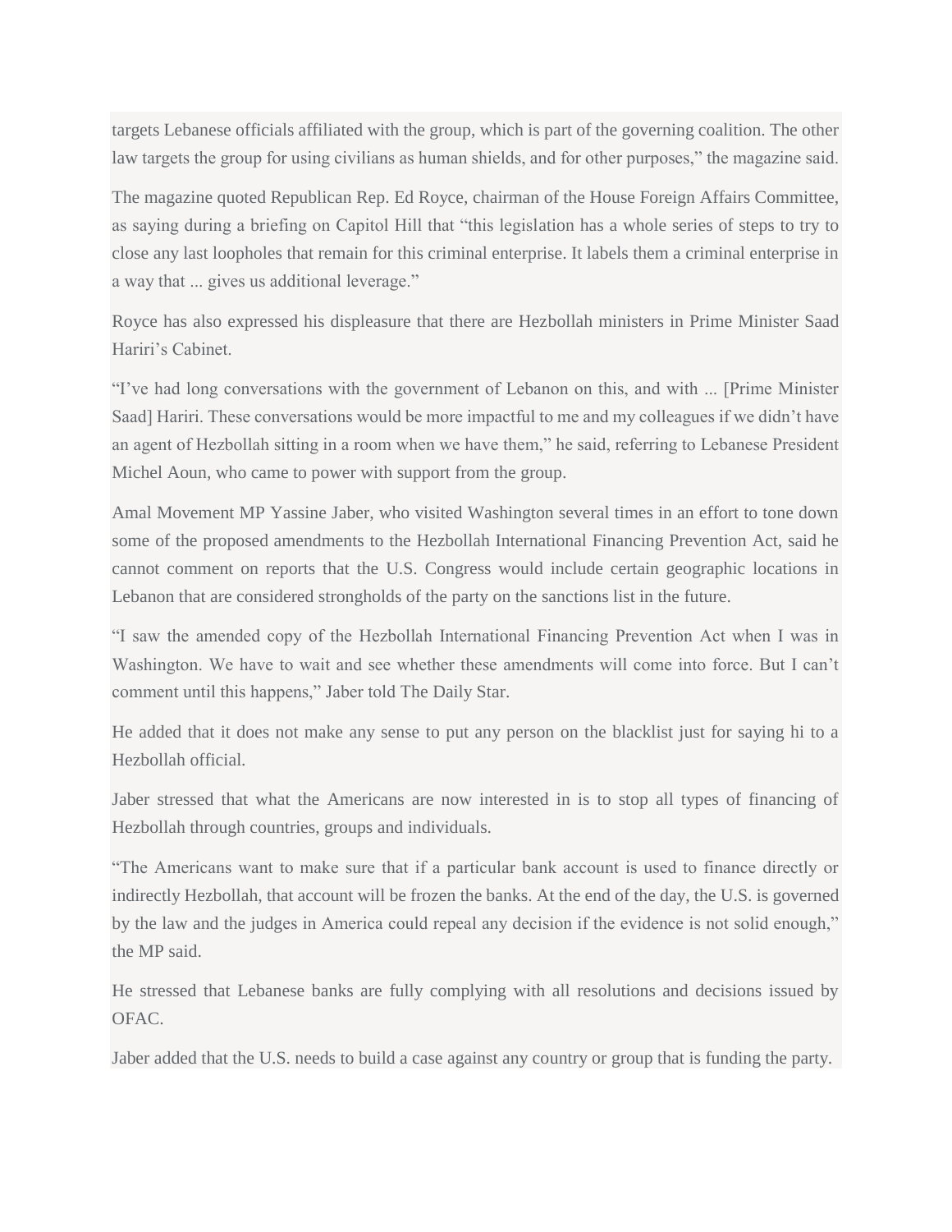targets Lebanese officials affiliated with the group, which is part of the governing coalition. The other law targets the group for using civilians as human shields, and for other purposes," the magazine said.

The magazine quoted Republican Rep. Ed Royce, chairman of the House Foreign Affairs Committee, as saying during a briefing on Capitol Hill that "this legislation has a whole series of steps to try to close any last loopholes that remain for this criminal enterprise. It labels them a criminal enterprise in a way that ... gives us additional leverage."

Royce has also expressed his displeasure that there are Hezbollah ministers in Prime Minister Saad Hariri's Cabinet.

"I've had long conversations with the government of Lebanon on this, and with ... [Prime Minister Saad] Hariri. These conversations would be more impactful to me and my colleagues if we didn't have an agent of Hezbollah sitting in a room when we have them," he said, referring to Lebanese President Michel Aoun, who came to power with support from the group.

Amal Movement MP Yassine Jaber, who visited Washington several times in an effort to tone down some of the proposed amendments to the Hezbollah International Financing Prevention Act, said he cannot comment on reports that the U.S. Congress would include certain geographic locations in Lebanon that are considered strongholds of the party on the sanctions list in the future.

"I saw the amended copy of the Hezbollah International Financing Prevention Act when I was in Washington. We have to wait and see whether these amendments will come into force. But I can't comment until this happens," Jaber told The Daily Star.

He added that it does not make any sense to put any person on the blacklist just for saying hi to a Hezbollah official.

Jaber stressed that what the Americans are now interested in is to stop all types of financing of Hezbollah through countries, groups and individuals.

"The Americans want to make sure that if a particular bank account is used to finance directly or indirectly Hezbollah, that account will be frozen the banks. At the end of the day, the U.S. is governed by the law and the judges in America could repeal any decision if the evidence is not solid enough," the MP said.

He stressed that Lebanese banks are fully complying with all resolutions and decisions issued by OFAC.

Jaber added that the U.S. needs to build a case against any country or group that is funding the party.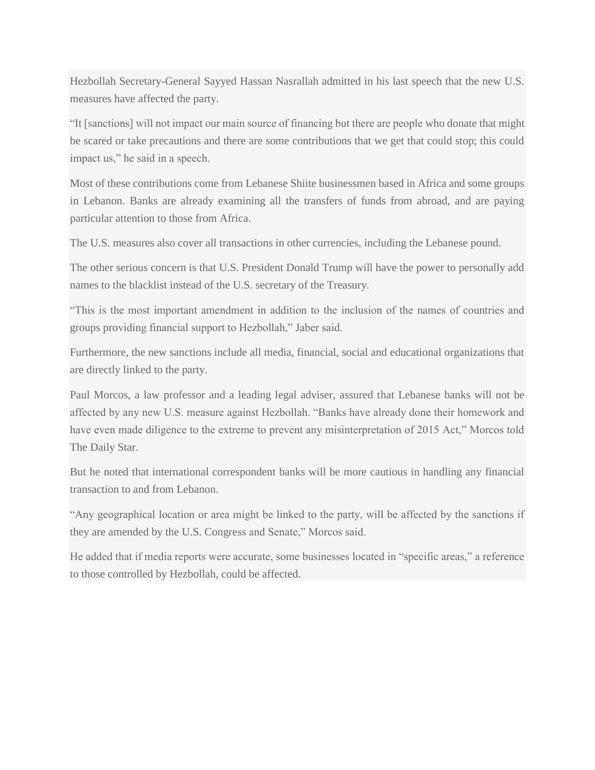Hezbollah Secretary-General Sayyed Hassan Nasrallah admitted in his last speech that the new U.S. measures have affected the party.

"It [sanctions] will not impact our main source of financing but there are people who donate that might be scared or take precautions and there are some contributions that we get that could stop; this could impact us," he said in a speech.

Most of these contributions come from Lebanese Shiite businessmen based in Africa and some groups in Lebanon. Banks are already examining all the transfers of funds from abroad, and are paying particular attention to those from Africa.

The U.S. measures also cover all transactions in other currencies, including the Lebanese pound.

The other serious concern is that U.S. President Donald Trump will have the power to personally add names to the blacklist instead of the U.S. secretary of the Treasury.

"This is the most important amendment in addition to the inclusion of the names of countries and groups providing financial support to Hezbollah," Jaber said.

Furthermore, the new sanctions include all media, financial, social and educational organizations that are directly linked to the party.

Paul Morcos, a law professor and a leading legal adviser, assured that Lebanese banks will not be affected by any new U.S. measure against Hezbollah. "Banks have already done their homework and have even made diligence to the extreme to prevent any misinterpretation of 2015 Act," Morcos told The Daily Star.

But he noted that international correspondent banks will be more cautious in handling any financial transaction to and from Lebanon.

"Any geographical location or area might be linked to the party, will be affected by the sanctions if they are amended by the U.S. Congress and Senate," Morcos said.

He added that if media reports were accurate, some businesses located in "specific areas," a reference to those controlled by Hezbollah, could be affected.